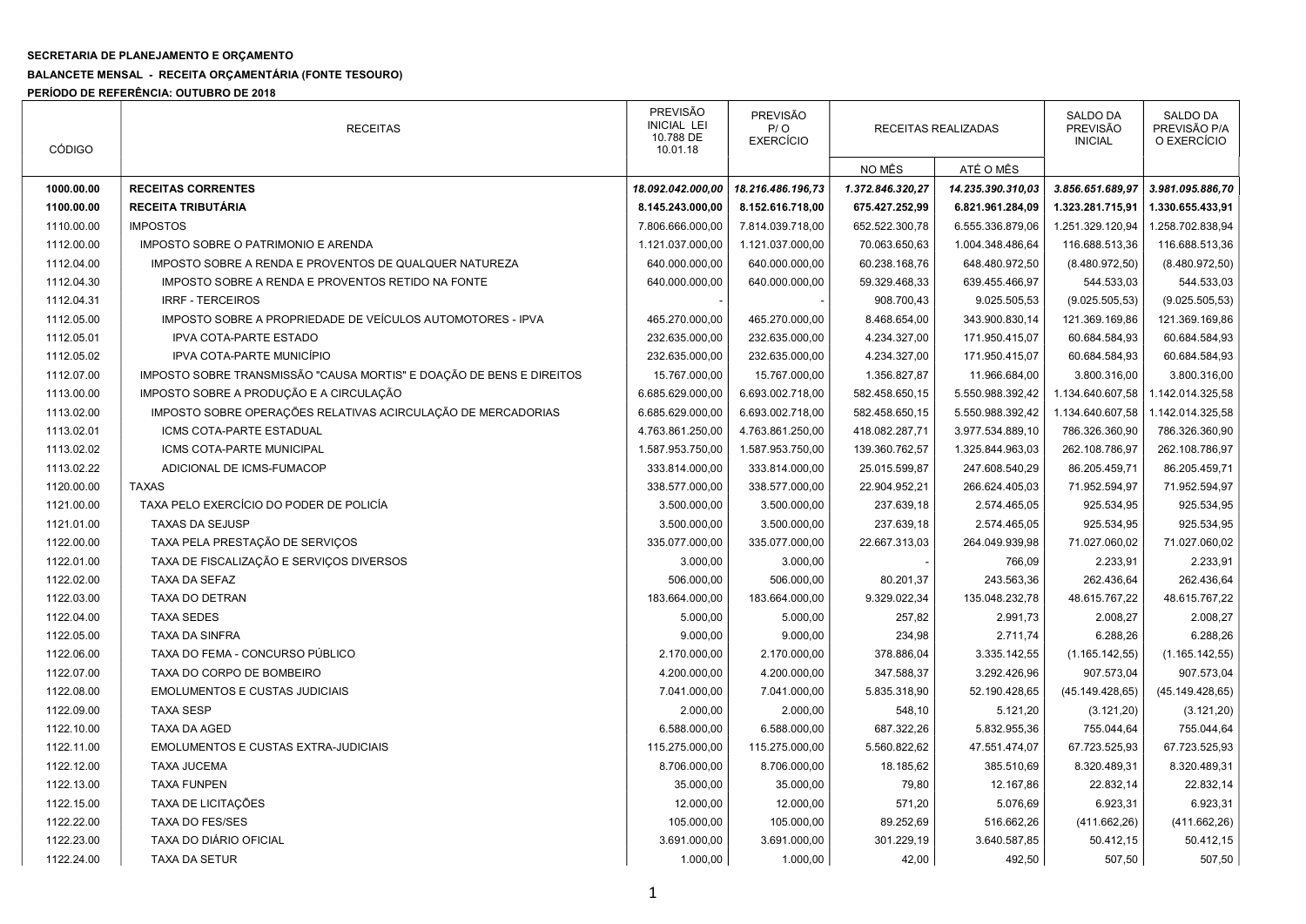**SECRETARIA DE PLANEJAMENTO E ORÇAMENTO**

**BALANCETE MENSAL - RECEITA ORÇAMENTÁRIA (FONTE TESOURO)**

**PERÍODO DE REFERÊNCIA: OUTUBRO DE 2018**

| CÓDIGO | RECEITAS | PREVISÃO INICIAL LEI 10.788 DE 10.01.18 | PREVISÃO P/ O EXERCÍCIO | RECEITAS REALIZADAS | | SALDO DA PREVISÃO INICIAL | SALDO DA PREVISÃO P/A O EXERCÍCIO |
|---|---|---|---|---|---|---|---|
| | | | | NO MÊS | ATÉ O MÊS | | |
| **1000.00.00** | **RECEITAS CORRENTES** | ***18.092.042.000,00*** | ***18.216.486.196,73*** | ***1.372.846.320,27*** | ***14.235.390.310,03*** | ***3.856.651.689,97*** | ***3.981.095.886,70*** |
| **1100.00.00** | **RECEITA TRIBUTÁRIA** | **8.145.243.000,00** | **8.152.616.718,00** | **675.427.252,99** | **6.821.961.284,09** | **1.323.281.715,91** | **1.330.655.433,91** |
| 1110.00.00 | IMPOSTOS | 7.806.666.000,00 | 7.814.039.718,00 | 652.522.300,78 | 6.555.336.879,06 | 1.251.329.120,94 | 1.258.702.838,94 |
| 1112.00.00 | IMPOSTO SOBRE O PATRIMONIO E ARENDA | 1.121.037.000,00 | 1.121.037.000,00 | 70.063.650,63 | 1.004.348.486,64 | 116.688.513,36 | 116.688.513,36 |
| 1112.04.00 | IMPOSTO SOBRE A RENDA E PROVENTOS DE QUALQUER NATUREZA | 640.000.000,00 | 640.000.000,00 | 60.238.168,76 | 648.480.972,50 | (8.480.972,50) | (8.480.972,50) |
| 1112.04.30 | IMPOSTO SOBRE A RENDA E PROVENTOS RETIDO NA FONTE | 640.000.000,00 | 640.000.000,00 | 59.329.468,33 | 639.455.466,97 | 544.533,03 | 544.533,03 |
| 1112.04.31 | IRRF - TERCEIROS | - | - | 908.700,43 | 9.025.505,53 | (9.025.505,53) | (9.025.505,53) |
| 1112.05.00 | IMPOSTO SOBRE A PROPRIEDADE DE VEÍCULOS AUTOMOTORES - IPVA | 465.270.000,00 | 465.270.000,00 | 8.468.654,00 | 343.900.830,14 | 121.369.169,86 | 121.369.169,86 |
| 1112.05.01 | IPVA COTA-PARTE ESTADO | 232.635.000,00 | 232.635.000,00 | 4.234.327,00 | 171.950.415,07 | 60.684.584,93 | 60.684.584,93 |
| 1112.05.02 | IPVA COTA-PARTE MUNICÍPIO | 232.635.000,00 | 232.635.000,00 | 4.234.327,00 | 171.950.415,07 | 60.684.584,93 | 60.684.584,93 |
| 1112.07.00 | IMPOSTO SOBRE TRANSMISSÃO "CAUSA MORTIS" E DOAÇÃO DE BENS E DIREITOS | 15.767.000,00 | 15.767.000,00 | 1.356.827,87 | 11.966.684,00 | 3.800.316,00 | 3.800.316,00 |
| 1113.00.00 | IMPOSTO SOBRE A PRODUÇÃO E A CIRCULAÇÃO | 6.685.629.000,00 | 6.693.002.718,00 | 582.458.650,15 | 5.550.988.392,42 | 1.134.640.607,58 | 1.142.014.325,58 |
| 1113.02.00 | IMPOSTO SOBRE OPERAÇÕES RELATIVAS ACIRCULAÇÃO DE MERCADORIAS | 6.685.629.000,00 | 6.693.002.718,00 | 582.458.650,15 | 5.550.988.392,42 | 1.134.640.607,58 | 1.142.014.325,58 |
| 1113.02.01 | ICMS COTA-PARTE ESTADUAL | 4.763.861.250,00 | 4.763.861.250,00 | 418.082.287,71 | 3.977.534.889,10 | 786.326.360,90 | 786.326.360,90 |
| 1113.02.02 | ICMS COTA-PARTE MUNICIPAL | 1.587.953.750,00 | 1.587.953.750,00 | 139.360.762,57 | 1.325.844.963,03 | 262.108.786,97 | 262.108.786,97 |
| 1113.02.22 | ADICIONAL DE ICMS-FUMACOP | 333.814.000,00 | 333.814.000,00 | 25.015.599,87 | 247.608.540,29 | 86.205.459,71 | 86.205.459,71 |
| 1120.00.00 | TAXAS | 338.577.000,00 | 338.577.000,00 | 22.904.952,21 | 266.624.405,03 | 71.952.594,97 | 71.952.594,97 |
| 1121.00.00 | TAXA PELO EXERCÍCIO DO PODER DE POLICÍA | 3.500.000,00 | 3.500.000,00 | 237.639,18 | 2.574.465,05 | 925.534,95 | 925.534,95 |
| 1121.01.00 | TAXAS DA SEJUSP | 3.500.000,00 | 3.500.000,00 | 237.639,18 | 2.574.465,05 | 925.534,95 | 925.534,95 |
| 1122.00.00 | TAXA PELA PRESTAÇÃO DE SERVIÇOS | 335.077.000,00 | 335.077.000,00 | 22.667.313,03 | 264.049.939,98 | 71.027.060,02 | 71.027.060,02 |
| 1122.01.00 | TAXA DE FISCALIZAÇÃO E SERVIÇOS DIVERSOS | 3.000,00 | 3.000,00 | - | 766,09 | 2.233,91 | 2.233,91 |
| 1122.02.00 | TAXA DA SEFAZ | 506.000,00 | 506.000,00 | 80.201,37 | 243.563,36 | 262.436,64 | 262.436,64 |
| 1122.03.00 | TAXA DO DETRAN | 183.664.000,00 | 183.664.000,00 | 9.329.022,34 | 135.048.232,78 | 48.615.767,22 | 48.615.767,22 |
| 1122.04.00 | TAXA SEDES | 5.000,00 | 5.000,00 | 257,82 | 2.991,73 | 2.008,27 | 2.008,27 |
| 1122.05.00 | TAXA DA SINFRA | 9.000,00 | 9.000,00 | 234,98 | 2.711,74 | 6.288,26 | 6.288,26 |
| 1122.06.00 | TAXA DO FEMA - CONCURSO PÚBLICO | 2.170.000,00 | 2.170.000,00 | 378.886,04 | 3.335.142,55 | (1.165.142,55) | (1.165.142,55) |
| 1122.07.00 | TAXA DO CORPO DE BOMBEIRO | 4.200.000,00 | 4.200.000,00 | 347.588,37 | 3.292.426,96 | 907.573,04 | 907.573,04 |
| 1122.08.00 | EMOLUMENTOS E CUSTAS JUDICIAIS | 7.041.000,00 | 7.041.000,00 | 5.835.318,90 | 52.190.428,65 | (45.149.428,65) | (45.149.428,65) |
| 1122.09.00 | TAXA SESP | 2.000,00 | 2.000,00 | 548,10 | 5.121,20 | (3.121,20) | (3.121,20) |
| 1122.10.00 | TAXA DA AGED | 6.588.000,00 | 6.588.000,00 | 687.322,26 | 5.832.955,36 | 755.044,64 | 755.044,64 |
| 1122.11.00 | EMOLUMENTOS E CUSTAS EXTRA-JUDICIAIS | 115.275.000,00 | 115.275.000,00 | 5.560.822,62 | 47.551.474,07 | 67.723.525,93 | 67.723.525,93 |
| 1122.12.00 | TAXA JUCEMA | 8.706.000,00 | 8.706.000,00 | 18.185,62 | 385.510,69 | 8.320.489,31 | 8.320.489,31 |
| 1122.13.00 | TAXA FUNPEN | 35.000,00 | 35.000,00 | 79,80 | 12.167,86 | 22.832,14 | 22.832,14 |
| 1122.15.00 | TAXA DE LICITAÇÕES | 12.000,00 | 12.000,00 | 571,20 | 5.076,69 | 6.923,31 | 6.923,31 |
| 1122.22.00 | TAXA DO FES/SES | 105.000,00 | 105.000,00 | 89.252,69 | 516.662,26 | (411.662,26) | (411.662,26) |
| 1122.23.00 | TAXA DO DIÁRIO OFICIAL | 3.691.000,00 | 3.691.000,00 | 301.229,19 | 3.640.587,85 | 50.412,15 | 50.412,15 |
| 1122.24.00 | TAXA DA SETUR | 1.000,00 | 1.000,00 | 42,00 | 492,50 | 507,50 | 507,50 |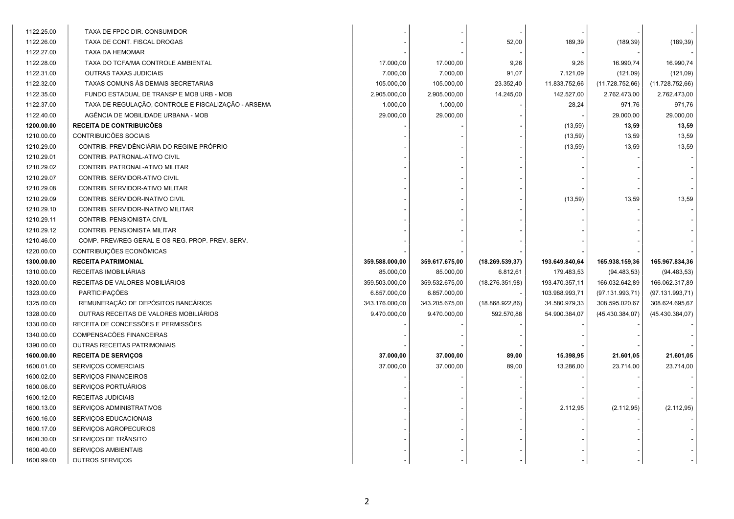| | | | | | | | |
|---|---|---|---|---|---|---|---|
| 1122.25.00 | TAXA DE FPDC DIR. CONSUMIDOR | - | - | - | - | - | - |
| 1122.26.00 | TAXA DE CONT. FISCAL DROGAS | - | - | 52,00 | 189,39 | (189,39) | (189,39) |
| 1122.27.00 | TAXA DA HEMOMAR | - | - | - | - | - | - |
| 1122.28.00 | TAXA DO TCFA/MA CONTROLE AMBIENTAL | 17.000,00 | 17.000,00 | 9,26 | 9,26 | 16.990,74 | 16.990,74 |
| 1122.31.00 | OUTRAS TAXAS JUDICIAIS | 7.000,00 | 7.000,00 | 91,07 | 7.121,09 | (121,09) | (121,09) |
| 1122.32.00 | TAXAS COMUNS ÀS DEMAIS SECRETARIAS | 105.000,00 | 105.000,00 | 23.352,40 | 11.833.752,66 | (11.728.752,66) | (11.728.752,66) |
| 1122.35.00 | FUNDO ESTADUAL DE TRANSP E MOB URB - MOB | 2.905.000,00 | 2.905.000,00 | 14.245,00 | 142.527,00 | 2.762.473,00 | 2.762.473,00 |
| 1122.37.00 | TAXA DE REGULAÇÃO, CONTROLE E FISCALIZAÇÃO - ARSEMA | 1.000,00 | 1.000,00 | - | 28,24 | 971,76 | 971,76 |
| 1122.40.00 | AGÊNCIA DE MOBILIDADE URBANA - MOB | 29.000,00 | 29.000,00 | - | - | 29.000,00 | 29.000,00 |
| **1200.00.00** | **RECEITA DE CONTRIBUICÕES** | **-** | **-** | **-** | **(13,59)** | **13,59** | **13,59** |
| 1210.00.00 | CONTRIBUICÕES SOCIAIS | - | - | - | (13,59) | 13,59 | 13,59 |
| 1210.29.00 | CONTRIB. PREVIDÊNCIÁRIA DO REGIME PRÓPRIO | - | - | - | (13,59) | 13,59 | 13,59 |
| 1210.29.01 | CONTRIB. PATRONAL-ATIVO CIVIL | - | - | - | - | - | - |
| 1210.29.02 | CONTRIB. PATRONAL-ATIVO MILITAR | - | - | - | - | - | - |
| 1210.29.07 | CONTRIB. SERVIDOR-ATIVO CIVIL | - | - | - | - | - | - |
| 1210.29.08 | CONTRIB. SERVIDOR-ATIVO MILITAR | - | - | - | - | - | - |
| 1210.29.09 | CONTRIB. SERVIDOR-INATIVO CIVIL | - | - | - | (13,59) | 13,59 | 13,59 |
| 1210.29.10 | CONTRIB. SERVIDOR-INATIVO MILITAR | - | - | - | - | - | - |
| 1210.29.11 | CONTRIB. PENSIONISTA CIVIL | - | - | - | - | - | - |
| 1210.29.12 | CONTRIB. PENSIONISTA MILITAR | - | - | - | - | - | - |
| 1210.46.00 | COMP. PREV/REG GERAL E OS REG. PROP. PREV. SERV. | - | - | - | - | - | - |
| 1220.00.00 | CONTRIBUIÇÕES ECONÔMICAS | - | - | - | - | - | - |
| **1300.00.00** | **RECEITA PATRIMONIAL** | **359.588.000,00** | **359.617.675,00** | **(18.269.539,37)** | **193.649.840,64** | **165.938.159,36** | **165.967.834,36** |
| 1310.00.00 | RECEITAS IMOBILIÁRIAS | 85.000,00 | 85.000,00 | 6.812,61 | 179.483,53 | (94.483,53) | (94.483,53) |
| 1320.00.00 | RECEITAS DE VALORES MOBILIÁRIOS | 359.503.000,00 | 359.532.675,00 | (18.276.351,98) | 193.470.357,11 | 166.032.642,89 | 166.062.317,89 |
| 1323.00.00 | PARTICIPAÇÕES | 6.857.000,00 | 6.857.000,00 | - | 103.988.993,71 | (97.131.993,71) | (97.131.993,71) |
| 1325.00.00 | REMUNERAÇÃO DE DEPÓSITOS BANCÁRIOS | 343.176.000,00 | 343.205.675,00 | (18.868.922,86) | 34.580.979,33 | 308.595.020,67 | 308.624.695,67 |
| 1328.00.00 | OUTRAS RECEITAS DE VALORES MOBILIÁRIOS | 9.470.000,00 | 9.470.000,00 | 592.570,88 | 54.900.384,07 | (45.430.384,07) | (45.430.384,07) |
| 1330.00.00 | RECEITA DE CONCESSÕES E PERMISSÕES | - | - | - | - | - | - |
| 1340.00.00 | COMPENSACÕES FINANCEIRAS | - | - | - | - | - | - |
| 1390.00.00 | OUTRAS RECEITAS PATRIMONIAIS | - | - | - | - | - | - |
| **1600.00.00** | **RECEITA DE SERVIÇOS** | **37.000,00** | **37.000,00** | **89,00** | **15.398,95** | **21.601,05** | **21.601,05** |
| 1600.01.00 | SERVIÇOS COMERCIAIS | 37.000,00 | 37.000,00 | 89,00 | 13.286,00 | 23.714,00 | 23.714,00 |
| 1600.02.00 | SERVIÇOS FINANCEIROS | - | - | - | - | - | - |
| 1600.06.00 | SERVIÇOS PORTUÁRIOS | - | - | - | - | - | - |
| 1600.12.00 | RECEITAS JUDICIAIS | - | - | - | - | - | - |
| 1600.13.00 | SERVIÇOS ADMINISTRATIVOS | - | - | - | 2.112,95 | (2.112,95) | (2.112,95) |
| 1600.16.00 | SERVIÇOS EDUCACIONAIS | - | - | - | - | - | - |
| 1600.17.00 | SERVIÇOS AGROPECURIOS | - | - | - | - | - | - |
| 1600.30.00 | SERVIÇOS DE TRÂNSITO | - | - | - | - | - | - |
| 1600.40.00 | SERVIÇOS AMBIENTAIS | - | - | - | - | - | - |
| 1600.99.00 | OUTROS SERVIÇOS | - | - | - | - | - | - |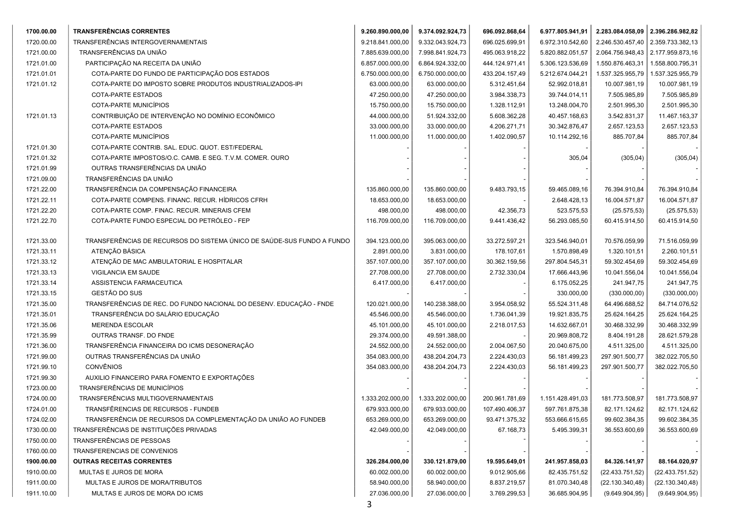| | | | | | | | |
|---|---|---|---|---|---|---|---|
| **1700.00.00** | **TRANSFERÊNCIAS CORRENTES** | **9.260.890.000,00** | **9.374.092.924,73** | **696.092.868,64** | **6.977.805.941,91** | **2.283.084.058,09** | **2.396.286.982,82** |
| 1720.00.00 | TRANSFERÊNCIAS INTERGOVERNAMENTAIS | 9.218.841.000,00 | 9.332.043.924,73 | 696.025.699,91 | 6.972.310.542,60 | 2.246.530.457,40 | 2.359.733.382,13 |
| 1721.00.00 | TRANSFERÊNCIAS DA UNIÃO | 7.885.639.000,00 | 7.998.841.924,73 | 495.063.918,22 | 5.820.882.051,57 | 2.064.756.948,43 | 2.177.959.873,16 |
| 1721.01.00 | PARTICIPAÇÃO NA RECEITA DA UNIÃO | 6.857.000.000,00 | 6.864.924.332,00 | 444.124.971,41 | 5.306.123.536,69 | 1.550.876.463,31 | 1.558.800.795,31 |
| 1721.01.01 | COTA-PARTE DO FUNDO DE PARTICIPAÇÃO DOS ESTADOS | 6.750.000.000,00 | 6.750.000.000,00 | 433.204.157,49 | 5.212.674.044,21 | 1.537.325.955,79 | 1.537.325.955,79 |
| 1721.01.12 | COTA-PARTE DO IMPOSTO SOBRE PRODUTOS INDUSTRIALIZADOS-IPI | 63.000.000,00 | 63.000.000,00 | 5.312.451,64 | 52.992.018,81 | 10.007.981,19 | 10.007.981,19 |
| | COTA-PARTE ESTADOS | 47.250.000,00 | 47.250.000,00 | 3.984.338,73 | 39.744.014,11 | 7.505.985,89 | 7.505.985,89 |
| | COTA-PARTE MUNICÍPIOS | 15.750.000,00 | 15.750.000,00 | 1.328.112,91 | 13.248.004,70 | 2.501.995,30 | 2.501.995,30 |
| 1721.01.13 | CONTRIBUIÇÃO DE INTERVENÇÃO NO DOMÍNIO ECONÔMICO | 44.000.000,00 | 51.924.332,00 | 5.608.362,28 | 40.457.168,63 | 3.542.831,37 | 11.467.163,37 |
| | COTA-PARTE ESTADOS | 33.000.000,00 | 33.000.000,00 | 4.206.271,71 | 30.342.876,47 | 2.657.123,53 | 2.657.123,53 |
| | COTA-PARTE MUNICÍPIOS | 11.000.000,00 | 11.000.000,00 | 1.402.090,57 | 10.114.292,16 | 885.707,84 | 885.707,84 |
| 1721.01.30 | COTA-PARTE CONTRIB. SAL. EDUC. QUOT. EST/FEDERAL | - | - | - | - | - | - |
| 1721.01.32 | COTA-PARTE IMPOSTOS/O.C. CAMB. E SEG. T.V.M. COMER. OURO | - | - | - | 305,04 | (305,04) | (305,04) |
| 1721.01.99 | OUTRAS TRANSFERÊNCIAS DA UNIÃO | - | - | - | - | - | - |
| 1721.09.00 | TRANSFERÊNCIAS DA UNIÃO | - | - | - | - | - | - |
| 1721.22.00 | TRANSFERÊNCIA DA COMPENSAÇÃO FINANCEIRA | 135.860.000,00 | 135.860.000,00 | 9.483.793,15 | 59.465.089,16 | 76.394.910,84 | 76.394.910,84 |
| 1721.22.11 | COTA-PARTE COMPENS. FINANC. RECUR. HÍDRICOS CFRH | 18.653.000,00 | 18.653.000,00 | - | 2.648.428,13 | 16.004.571,87 | 16.004.571,87 |
| 1721.22.20 | COTA-PARTE COMP. FINAC. RECUR. MINERAIS CFEM | 498.000,00 | 498.000,00 | 42.356,73 | 523.575,53 | (25.575,53) | (25.575,53) |
| 1721.22.70 | COTA-PARTE FUNDO ESPECIAL DO PETRÓLEO - FEP | 116.709.000,00 | 116.709.000,00 | 9.441.436,42 | 56.293.085,50 | 60.415.914,50 | 60.415.914,50 |
| 1721.33.00 | TRANSFERÊNCIAS DE RECURSOS DO SISTEMA ÚNICO DE SAÚDE-SUS FUNDO A FUNDO | 394.123.000,00 | 395.063.000,00 | 33.272.597,21 | 323.546.940,01 | 70.576.059,99 | 71.516.059,99 |
| 1721.33.11 | ATENÇÃO BÁSICA | 2.891.000,00 | 3.831.000,00 | 178.107,61 | 1.570.898,49 | 1.320.101,51 | 2.260.101,51 |
| 1721.33.12 | ATENÇÃO DE MAC AMBULATORIAL E HOSPITALAR | 357.107.000,00 | 357.107.000,00 | 30.362.159,56 | 297.804.545,31 | 59.302.454,69 | 59.302.454,69 |
| 1721.33.13 | VIGILANCIA EM SAUDE | 27.708.000,00 | 27.708.000,00 | 2.732.330,04 | 17.666.443,96 | 10.041.556,04 | 10.041.556,04 |
| 1721.33.14 | ASSISTENCIA FARMACEUTICA | 6.417.000,00 | 6.417.000,00 | - | 6.175.052,25 | 241.947,75 | 241.947,75 |
| 1721.33.15 | GESTÃO DO SUS | - | - | - | 330.000,00 | (330.000,00) | (330.000,00) |
| 1721.35.00 | TRANSFERÊNCIAS DE REC. DO FUNDO NACIONAL DO DESENV. EDUCAÇÃO - FNDE | 120.021.000,00 | 140.238.388,00 | 3.954.058,92 | 55.524.311,48 | 64.496.688,52 | 84.714.076,52 |
| 1721.35.01 | TRANSFERÊNCIA DO SALÁRIO EDUCAÇÃO | 45.546.000,00 | 45.546.000,00 | 1.736.041,39 | 19.921.835,75 | 25.624.164,25 | 25.624.164,25 |
| 1721.35.06 | MERENDA ESCOLAR | 45.101.000,00 | 45.101.000,00 | 2.218.017,53 | 14.632.667,01 | 30.468.332,99 | 30.468.332,99 |
| 1721.35.99 | OUTRAS TRANSF. DO FNDE | 29.374.000,00 | 49.591.388,00 | - | 20.969.808,72 | 8.404.191,28 | 28.621.579,28 |
| 1721.36.00 | TRANSFERÊNCIA FINANCEIRA DO ICMS DESONERAÇÃO | 24.552.000,00 | 24.552.000,00 | 2.004.067,50 | 20.040.675,00 | 4.511.325,00 | 4.511.325,00 |
| 1721.99.00 | OUTRAS TRANSFERÊNCIAS DA UNIÃO | 354.083.000,00 | 438.204.204,73 | 2.224.430,03 | 56.181.499,23 | 297.901.500,77 | 382.022.705,50 |
| 1721.99.10 | CONVÊNIOS | 354.083.000,00 | 438.204.204,73 | 2.224.430,03 | 56.181.499,23 | 297.901.500,77 | 382.022.705,50 |
| 1721.99.30 | AUXILIO FINANCEIRO PARA FOMENTO E EXPORTAÇÕES | - | - | - | - | - | - |
| 1723.00.00 | TRANSFERÊNCIAS DE MUNICÍPIOS | - | - | - | - | - | - |
| 1724.00.00 | TRANSFERÊNCIAS MULTIGOVERNAMENTAIS | 1.333.202.000,00 | 1.333.202.000,00 | 200.961.781,69 | 1.151.428.491,03 | 181.773.508,97 | 181.773.508,97 |
| 1724.01.00 | TRANSFÊRENCIAS DE RECURSOS - FUNDEB | 679.933.000,00 | 679.933.000,00 | 107.490.406,37 | 597.761.875,38 | 82.171.124,62 | 82.171.124,62 |
| 1724.02.00 | TRANSFÊRENCIA DE RECURSOS DA COMPLEMENTAÇÃO DA UNIÃO AO FUNDEB | 653.269.000,00 | 653.269.000,00 | 93.471.375,32 | 553.666.615,65 | 99.602.384,35 | 99.602.384,35 |
| 1730.00.00 | TRANSFERÊNCIAS DE INSTITUIÇÕES PRIVADAS | 42.049.000,00 | 42.049.000,00 | 67.168,73 | 5.495.399,31 | 36.553.600,69 | 36.553.600,69 |
| 1750.00.00 | TRANSFERÊNCIAS DE PESSOAS | - | - | - | - | - | - |
| 1760.00.00 | TRANSFERENCIAS DE CONVENIOS | - | - | - | - | - | - |
| **1900.00.00** | **OUTRAS RECEITAS CORRENTES** | **326.284.000,00** | **330.121.879,00** | **19.595.649,01** | **241.957.858,03** | **84.326.141,97** | **88.164.020,97** |
| 1910.00.00 | MULTAS E JUROS DE MORA | 60.002.000,00 | 60.002.000,00 | 9.012.905,66 | 82.435.751,52 | (22.433.751,52) | (22.433.751,52) |
| 1911.00.00 | MULTAS E JUROS DE MORA/TRIBUTOS | 58.940.000,00 | 58.940.000,00 | 8.837.219,57 | 81.070.340,48 | (22.130.340,48) | (22.130.340,48) |
| 1911.10.00 | MULTAS E JUROS DE MORA DO ICMS | 27.036.000,00 | 27.036.000,00 | 3.769.299,53 | 36.685.904,95 | (9.649.904,95) | (9.649.904,95) |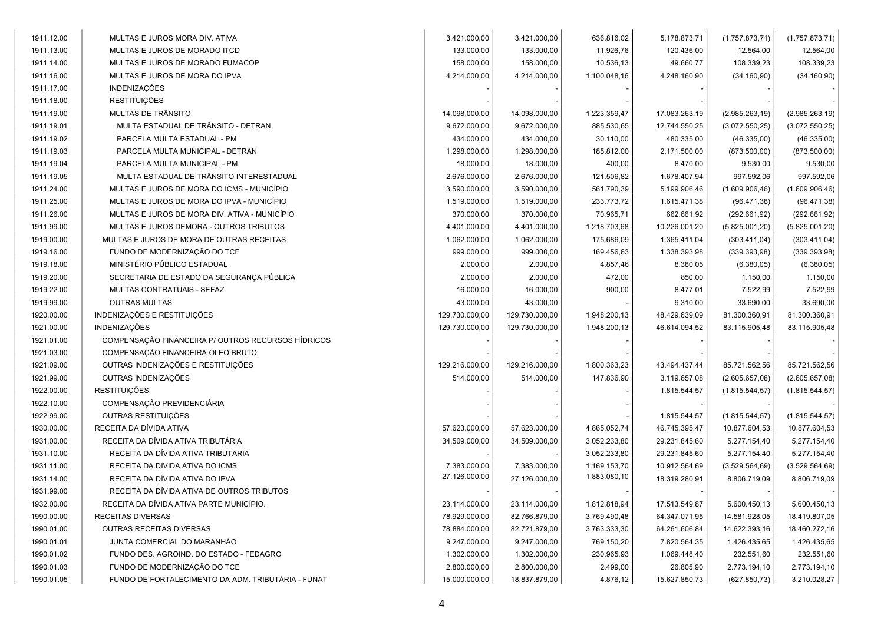| | | | | | | | |
|---|---|---|---|---|---|---|---|
| 1911.12.00 | MULTAS E JUROS MORA DIV. ATIVA | 3.421.000,00 | 3.421.000,00 | 636.816,02 | 5.178.873,71 | (1.757.873,71) | (1.757.873,71) |
| 1911.13.00 | MULTAS E JUROS DE MORADO ITCD | 133.000,00 | 133.000,00 | 11.926,76 | 120.436,00 | 12.564,00 | 12.564,00 |
| 1911.14.00 | MULTAS E JUROS DE MORADO FUMACOP | 158.000,00 | 158.000,00 | 10.536,13 | 49.660,77 | 108.339,23 | 108.339,23 |
| 1911.16.00 | MULTAS E JUROS DE MORA DO IPVA | 4.214.000,00 | 4.214.000,00 | 1.100.048,16 | 4.248.160,90 | (34.160,90) | (34.160,90) |
| 1911.17.00 | INDENIZAÇÕES | - | - | - | - | - | - |
| 1911.18.00 | RESTITUIÇÕES | - | - | - | - | - | - |
| 1911.19.00 | MULTAS DE TRÂNSITO | 14.098.000,00 | 14.098.000,00 | 1.223.359,47 | 17.083.263,19 | (2.985.263,19) | (2.985.263,19) |
| 1911.19.01 | MULTA ESTADUAL DE TRÂNSITO - DETRAN | 9.672.000,00 | 9.672.000,00 | 885.530,65 | 12.744.550,25 | (3.072.550,25) | (3.072.550,25) |
| 1911.19.02 | PARCELA MULTA ESTADUAL - PM | 434.000,00 | 434.000,00 | 30.110,00 | 480.335,00 | (46.335,00) | (46.335,00) |
| 1911.19.03 | PARCELA MULTA MUNICIPAL - DETRAN | 1.298.000,00 | 1.298.000,00 | 185.812,00 | 2.171.500,00 | (873.500,00) | (873.500,00) |
| 1911.19.04 | PARCELA MULTA MUNICIPAL - PM | 18.000,00 | 18.000,00 | 400,00 | 8.470,00 | 9.530,00 | 9.530,00 |
| 1911.19.05 | MULTA ESTADUAL DE TRÂNSITO INTERESTADUAL | 2.676.000,00 | 2.676.000,00 | 121.506,82 | 1.678.407,94 | 997.592,06 | 997.592,06 |
| 1911.24.00 | MULTAS E JUROS DE MORA DO ICMS - MUNICÍPIO | 3.590.000,00 | 3.590.000,00 | 561.790,39 | 5.199.906,46 | (1.609.906,46) | (1.609.906,46) |
| 1911.25.00 | MULTAS E JUROS DE MORA DO IPVA - MUNICÍPIO | 1.519.000,00 | 1.519.000,00 | 233.773,72 | 1.615.471,38 | (96.471,38) | (96.471,38) |
| 1911.26.00 | MULTAS E JUROS DE MORA DIV. ATIVA - MUNICÍPIO | 370.000,00 | 370.000,00 | 70.965,71 | 662.661,92 | (292.661,92) | (292.661,92) |
| 1911.99.00 | MULTAS E JUROS DEMORA - OUTROS TRIBUTOS | 4.401.000,00 | 4.401.000,00 | 1.218.703,68 | 10.226.001,20 | (5.825.001,20) | (5.825.001,20) |
| 1919.00.00 | MULTAS E JUROS DE MORA DE OUTRAS RECEITAS | 1.062.000,00 | 1.062.000,00 | 175.686,09 | 1.365.411,04 | (303.411,04) | (303.411,04) |
| 1919.16.00 | FUNDO DE MODERNIZAÇÃO DO TCE | 999.000,00 | 999.000,00 | 169.456,63 | 1.338.393,98 | (339.393,98) | (339.393,98) |
| 1919.18.00 | MINISTÉRIO PÚBLICO ESTADUAL | 2.000,00 | 2.000,00 | 4.857,46 | 8.380,05 | (6.380,05) | (6.380,05) |
| 1919.20.00 | SECRETARIA DE ESTADO DA SEGURANÇA PÚBLICA | 2.000,00 | 2.000,00 | 472,00 | 850,00 | 1.150,00 | 1.150,00 |
| 1919.22.00 | MULTAS CONTRATUAIS - SEFAZ | 16.000,00 | 16.000,00 | 900,00 | 8.477,01 | 7.522,99 | 7.522,99 |
| 1919.99.00 | OUTRAS MULTAS | 43.000,00 | 43.000,00 | - | 9.310,00 | 33.690,00 | 33.690,00 |
| 1920.00.00 | INDENIZAÇÕES E RESTITUIÇÕES | 129.730.000,00 | 129.730.000,00 | 1.948.200,13 | 48.429.639,09 | 81.300.360,91 | 81.300.360,91 |
| 1921.00.00 | INDENIZAÇÕES | 129.730.000,00 | 129.730.000,00 | 1.948.200,13 | 46.614.094,52 | 83.115.905,48 | 83.115.905,48 |
| 1921.01.00 | COMPENSAÇÃO FINANCEIRA P/ OUTROS RECURSOS HÍDRICOS | - | - | - | - | - | - |
| 1921.03.00 | COMPENSAÇÃO FINANCEIRA ÓLEO BRUTO | - | - | - | - | - | - |
| 1921.09.00 | OUTRAS INDENIZAÇÕES E RESTITUIÇÕES | 129.216.000,00 | 129.216.000,00 | 1.800.363,23 | 43.494.437,44 | 85.721.562,56 | 85.721.562,56 |
| 1921.99.00 | OUTRAS INDENIZAÇÕES | 514.000,00 | 514.000,00 | 147.836,90 | 3.119.657,08 | (2.605.657,08) | (2.605.657,08) |
| 1922.00.00 | RESTITUIÇÕES | - | - | - | 1.815.544,57 | (1.815.544,57) | (1.815.544,57) |
| 1922.10.00 | COMPENSAÇÃO PREVIDENCIÁRIA | - | - | - | - | - | - |
| 1922.99.00 | OUTRAS RESTITUIÇÕES | - | - | - | 1.815.544,57 | (1.815.544,57) | (1.815.544,57) |
| 1930.00.00 | RECEITA DA DÍVIDA ATIVA | 57.623.000,00 | 57.623.000,00 | 4.865.052,74 | 46.745.395,47 | 10.877.604,53 | 10.877.604,53 |
| 1931.00.00 | RECEITA DA DÍVIDA ATIVA TRIBUTÁRIA | 34.509.000,00 | 34.509.000,00 | 3.052.233,80 | 29.231.845,60 | 5.277.154,40 | 5.277.154,40 |
| 1931.10.00 | RECEITA DA DÍVIDA ATIVA TRIBUTARIA | - | - | 3.052.233,80 | 29.231.845,60 | 5.277.154,40 | 5.277.154,40 |
| 1931.11.00 | RECEITA DA DIVIDA ATIVA DO ICMS | 7.383.000,00 | 7.383.000,00 | 1.169.153,70 | 10.912.564,69 | (3.529.564,69) | (3.529.564,69) |
| 1931.14.00 | RECEITA DA DÍVIDA ATIVA DO IPVA | 27.126.000,00 | 27.126.000,00 | 1.883.080,10 | 18.319.280,91 | 8.806.719,09 | 8.806.719,09 |
| 1931.99.00 | RECEITA DA DÍVIDA ATIVA DE OUTROS TRIBUTOS | - | - | - | - | - | - |
| 1932.00.00 | RECEITA DA DÍVIDA ATIVA PARTE MUNICÍPIO. | 23.114.000,00 | 23.114.000,00 | 1.812.818,94 | 17.513.549,87 | 5.600.450,13 | 5.600.450,13 |
| 1990.00.00 | RECEITAS DIVERSAS | 78.929.000,00 | 82.766.879,00 | 3.769.490,48 | 64.347.071,95 | 14.581.928,05 | 18.419.807,05 |
| 1990.01.00 | OUTRAS RECEITAS DIVERSAS | 78.884.000,00 | 82.721.879,00 | 3.763.333,30 | 64.261.606,84 | 14.622.393,16 | 18.460.272,16 |
| 1990.01.01 | JUNTA COMERCIAL DO MARANHÃO | 9.247.000,00 | 9.247.000,00 | 769.150,20 | 7.820.564,35 | 1.426.435,65 | 1.426.435,65 |
| 1990.01.02 | FUNDO DES. AGROIND. DO ESTADO - FEDAGRO | 1.302.000,00 | 1.302.000,00 | 230.965,93 | 1.069.448,40 | 232.551,60 | 232.551,60 |
| 1990.01.03 | FUNDO DE MODERNIZAÇÃO DO TCE | 2.800.000,00 | 2.800.000,00 | 2.499,00 | 26.805,90 | 2.773.194,10 | 2.773.194,10 |
| 1990.01.05 | FUNDO DE FORTALECIMENTO DA ADM. TRIBUTÁRIA - FUNAT | 15.000.000,00 | 18.837.879,00 | 4.876,12 | 15.627.850,73 | (627.850,73) | 3.210.028,27 |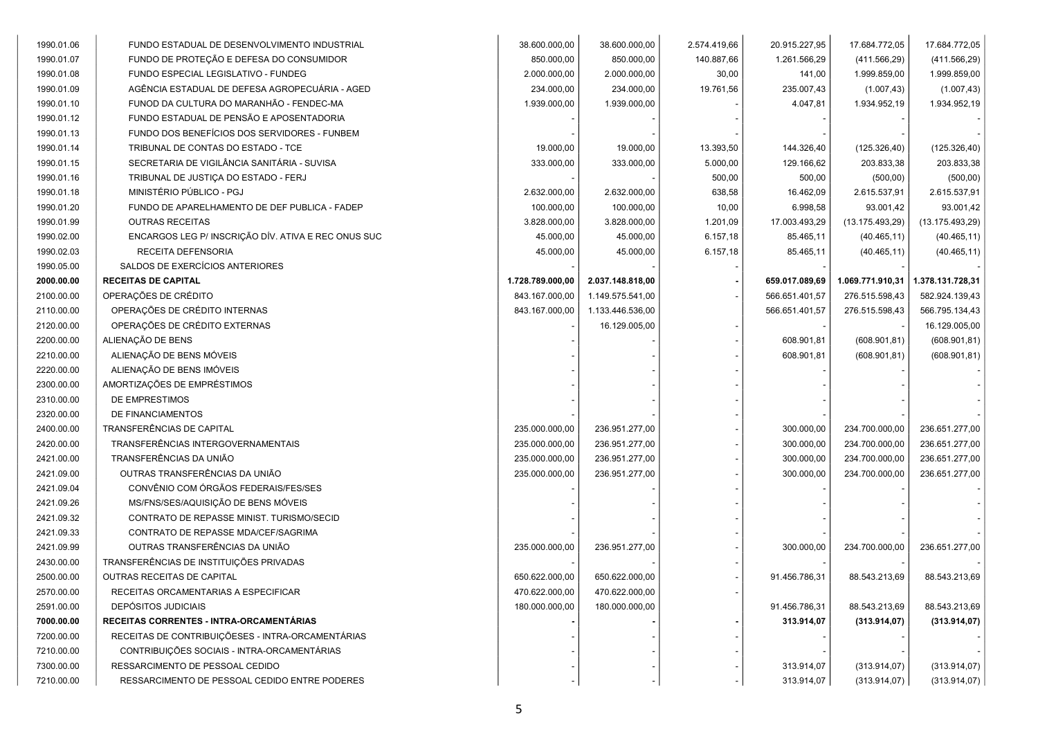| | | | | | | | |
|---|---|---|---|---|---|---|---|
| 1990.01.06 | FUNDO ESTADUAL DE DESENVOLVIMENTO INDUSTRIAL | 38.600.000,00 | 38.600.000,00 | 2.574.419,66 | 20.915.227,95 | 17.684.772,05 | 17.684.772,05 |
| 1990.01.07 | FUNDO DE PROTEÇÃO E DEFESA DO CONSUMIDOR | 850.000,00 | 850.000,00 | 140.887,66 | 1.261.566,29 | (411.566,29) | (411.566,29) |
| 1990.01.08 | FUNDO ESPECIAL LEGISLATIVO - FUNDEG | 2.000.000,00 | 2.000.000,00 | 30,00 | 141,00 | 1.999.859,00 | 1.999.859,00 |
| 1990.01.09 | AGÊNCIA ESTADUAL DE DEFESA AGROPECUÁRIA - AGED | 234.000,00 | 234.000,00 | 19.761,56 | 235.007,43 | (1.007,43) | (1.007,43) |
| 1990.01.10 | FUNOD DA CULTURA DO MARANHÃO - FENDEC-MA | 1.939.000,00 | 1.939.000,00 | - | 4.047,81 | 1.934.952,19 | 1.934.952,19 |
| 1990.01.12 | FUNDO ESTADUAL DE PENSÃO E APOSENTADORIA | - | - | - | - | - | - |
| 1990.01.13 | FUNDO DOS BENEFÍCIOS DOS SERVIDORES - FUNBEM | - | - | - | - | - | - |
| 1990.01.14 | TRIBUNAL DE CONTAS DO ESTADO - TCE | 19.000,00 | 19.000,00 | 13.393,50 | 144.326,40 | (125.326,40) | (125.326,40) |
| 1990.01.15 | SECRETARIA DE VIGILÂNCIA SANITÁRIA - SUVISA | 333.000,00 | 333.000,00 | 5.000,00 | 129.166,62 | 203.833,38 | 203.833,38 |
| 1990.01.16 | TRIBUNAL DE JUSTIÇA DO ESTADO - FERJ | - | - | 500,00 | 500,00 | (500,00) | (500,00) |
| 1990.01.18 | MINISTÉRIO PÚBLICO - PGJ | 2.632.000,00 | 2.632.000,00 | 638,58 | 16.462,09 | 2.615.537,91 | 2.615.537,91 |
| 1990.01.20 | FUNDO DE APARELHAMENTO DE DEF PUBLICA - FADEP | 100.000,00 | 100.000,00 | 10,00 | 6.998,58 | 93.001,42 | 93.001,42 |
| 1990.01.99 | OUTRAS RECEITAS | 3.828.000,00 | 3.828.000,00 | 1.201,09 | 17.003.493,29 | (13.175.493,29) | (13.175.493,29) |
| 1990.02.00 | ENCARGOS LEG P/ INSCRIÇÃO DÍV. ATIVA E REC ONUS SUC | 45.000,00 | 45.000,00 | 6.157,18 | 85.465,11 | (40.465,11) | (40.465,11) |
| 1990.02.03 | RECEITA DEFENSORIA | 45.000,00 | 45.000,00 | 6.157,18 | 85.465,11 | (40.465,11) | (40.465,11) |
| 1990.05.00 | SALDOS DE EXERCÍCIOS ANTERIORES | - | - | - | - | - | - |
| **2000.00.00** | **RECEITAS DE CAPITAL** | **1.728.789.000,00** | **2.037.148.818,00** | **-** | **659.017.089,69** | **1.069.771.910,31** | **1.378.131.728,31** |
| 2100.00.00 | OPERAÇÕES DE CRÉDITO | 843.167.000,00 | 1.149.575.541,00 | - | 566.651.401,57 | 276.515.598,43 | 582.924.139,43 |
| 2110.00.00 | OPERAÇÕES DE CRÉDITO INTERNAS | 843.167.000,00 | 1.133.446.536,00 | - | 566.651.401,57 | 276.515.598,43 | 566.795.134,43 |
| 2120.00.00 | OPERAÇÕES DE CRÉDITO EXTERNAS | - | 16.129.005,00 | - | - | - | 16.129.005,00 |
| 2200.00.00 | ALIENAÇÃO DE BENS | - | - | - | 608.901,81 | (608.901,81) | (608.901,81) |
| 2210.00.00 | ALIENAÇÃO DE BENS MÓVEIS | - | - | - | 608.901,81 | (608.901,81) | (608.901,81) |
| 2220.00.00 | ALIENAÇÃO DE BENS IMÓVEIS | - | - | - | - | - | - |
| 2300.00.00 | AMORTIZAÇÕES DE EMPRÉSTIMOS | - | - | - | - | - | - |
| 2310.00.00 | DE EMPRESTIMOS | - | - | - | - | - | - |
| 2320.00.00 | DE FINANCIAMENTOS | - | - | - | - | - | - |
| 2400.00.00 | TRANSFERÊNCIAS DE CAPITAL | 235.000.000,00 | 236.951.277,00 | - | 300.000,00 | 234.700.000,00 | 236.651.277,00 |
| 2420.00.00 | TRANSFERÊNCIAS INTERGOVERNAMENTAIS | 235.000.000,00 | 236.951.277,00 | - | 300.000,00 | 234.700.000,00 | 236.651.277,00 |
| 2421.00.00 | TRANSFERÊNCIAS DA UNIÃO | 235.000.000,00 | 236.951.277,00 | - | 300.000,00 | 234.700.000,00 | 236.651.277,00 |
| 2421.09.00 | OUTRAS TRANSFERÊNCIAS DA UNIÃO | 235.000.000,00 | 236.951.277,00 | - | 300.000,00 | 234.700.000,00 | 236.651.277,00 |
| 2421.09.04 | CONVÊNIO COM ÓRGÃOS FEDERAIS/FES/SES | - | - | - | - | - | - |
| 2421.09.26 | MS/FNS/SES/AQUISIÇÃO DE BENS MÓVEIS | - | - | - | - | - | - |
| 2421.09.32 | CONTRATO DE REPASSE MINIST. TURISMO/SECID | - | - | - | - | - | - |
| 2421.09.33 | CONTRATO DE REPASSE MDA/CEF/SAGRIMA | - | - | - | - | - | - |
| 2421.09.99 | OUTRAS TRANSFERÊNCIAS DA UNIÃO | 235.000.000,00 | 236.951.277,00 | - | 300.000,00 | 234.700.000,00 | 236.651.277,00 |
| 2430.00.00 | TRANSFERÊNCIAS DE INSTITUIÇÕES PRIVADAS | - | - | - | - | - | - |
| 2500.00.00 | OUTRAS RECEITAS DE CAPITAL | 650.622.000,00 | 650.622.000,00 | - | 91.456.786,31 | 88.543.213,69 | 88.543.213,69 |
| 2570.00.00 | RECEITAS ORCAMENTARIAS A ESPECIFICAR | 470.622.000,00 | 470.622.000,00 | - | | | |
| 2591.00.00 | DEPÓSITOS JUDICIAIS | 180.000.000,00 | 180.000.000,00 | - | 91.456.786,31 | 88.543.213,69 | 88.543.213,69 |
| **7000.00.00** | **RECEITAS CORRENTES - INTRA-ORCAMENTÁRIAS** | **-** | **-** | **-** | **313.914,07** | **(313.914,07)** | **(313.914,07)** |
| 7200.00.00 | RECEITAS DE CONTRIBUIÇÕESES - INTRA-ORCAMENTÁRIAS | - | - | - | - | - | - |
| 7210.00.00 | CONTRIBUIÇÕES SOCIAIS - INTRA-ORCAMENTÁRIAS | - | - | - | - | - | - |
| 7300.00.00 | RESSARCIMENTO DE PESSOAL CEDIDO | - | - | - | 313.914,07 | (313.914,07) | (313.914,07) |
| 7210.00.00 | RESSARCIMENTO DE PESSOAL CEDIDO ENTRE PODERES | - | - | - | 313.914,07 | (313.914,07) | (313.914,07) |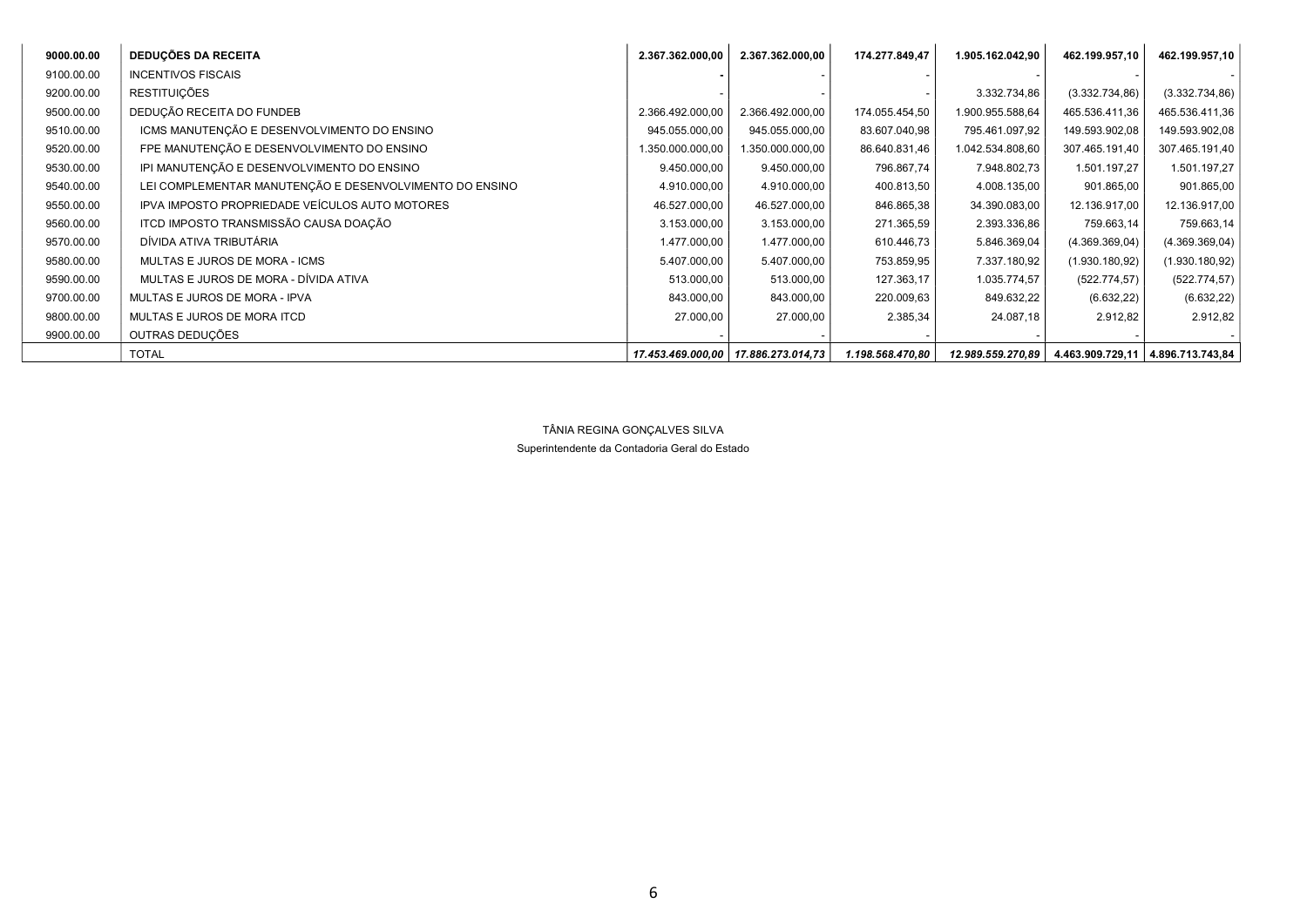| | | | | | | | |
|---|---|---|---|---|---|---|---|
| **9000.00.00** | **DEDUÇÕES DA RECEITA** | **2.367.362.000,00** | **2.367.362.000,00** | **174.277.849,47** | **1.905.162.042,90** | **462.199.957,10** | **462.199.957,10** |
| 9100.00.00 | INCENTIVOS FISCAIS | **-** | - | - | - | - | - |
| 9200.00.00 | RESTITUIÇÕES | - | - | - | 3.332.734,86 | (3.332.734,86) | (3.332.734,86) |
| 9500.00.00 | DEDUÇÃO RECEITA DO FUNDEB | 2.366.492.000,00 | 2.366.492.000,00 | 174.055.454,50 | 1.900.955.588,64 | 465.536.411,36 | 465.536.411,36 |
| 9510.00.00 | ICMS MANUTENÇÃO E DESENVOLVIMENTO DO ENSINO | 945.055.000,00 | 945.055.000,00 | 83.607.040,98 | 795.461.097,92 | 149.593.902,08 | 149.593.902,08 |
| 9520.00.00 | FPE MANUTENÇÃO E DESENVOLVIMENTO DO ENSINO | 1.350.000.000,00 | 1.350.000.000,00 | 86.640.831,46 | 1.042.534.808,60 | 307.465.191,40 | 307.465.191,40 |
| 9530.00.00 | IPI MANUTENÇÃO E DESENVOLVIMENTO DO ENSINO | 9.450.000,00 | 9.450.000,00 | 796.867,74 | 7.948.802,73 | 1.501.197,27 | 1.501.197,27 |
| 9540.00.00 | LEI COMPLEMENTAR MANUTENÇÃO E DESENVOLVIMENTO DO ENSINO | 4.910.000,00 | 4.910.000,00 | 400.813,50 | 4.008.135,00 | 901.865,00 | 901.865,00 |
| 9550.00.00 | IPVA IMPOSTO PROPRIEDADE VEÍCULOS AUTO MOTORES | 46.527.000,00 | 46.527.000,00 | 846.865,38 | 34.390.083,00 | 12.136.917,00 | 12.136.917,00 |
| 9560.00.00 | ITCD IMPOSTO TRANSMISSÃO CAUSA DOAÇÃO | 3.153.000,00 | 3.153.000,00 | 271.365,59 | 2.393.336,86 | 759.663,14 | 759.663,14 |
| 9570.00.00 | DÍVIDA ATIVA TRIBUTÁRIA | 1.477.000,00 | 1.477.000,00 | 610.446,73 | 5.846.369,04 | (4.369.369,04) | (4.369.369,04) |
| 9580.00.00 | MULTAS E JUROS DE MORA - ICMS | 5.407.000,00 | 5.407.000,00 | 753.859,95 | 7.337.180,92 | (1.930.180,92) | (1.930.180,92) |
| 9590.00.00 | MULTAS E JUROS DE MORA - DÍVIDA ATIVA | 513.000,00 | 513.000,00 | 127.363,17 | 1.035.774,57 | (522.774,57) | (522.774,57) |
| 9700.00.00 | MULTAS E JUROS DE MORA - IPVA | 843.000,00 | 843.000,00 | 220.009,63 | 849.632,22 | (6.632,22) | (6.632,22) |
| 9800.00.00 | MULTAS E JUROS DE MORA ITCD | 27.000,00 | 27.000,00 | 2.385,34 | 24.087,18 | 2.912,82 | 2.912,82 |
| 9900.00.00 | OUTRAS DEDUÇÕES | - | - | - | - | - | - |
| | TOTAL | *17.453.469.000,00* | *17.886.273.014,73* | *1.198.568.470,80* | *12.989.559.270,89* | 4.463.909.729,11 | 4.896.713.743,84 |

TÂNIA REGINA GONÇALVES SILVA

Superintendente da Contadoria Geral do Estado